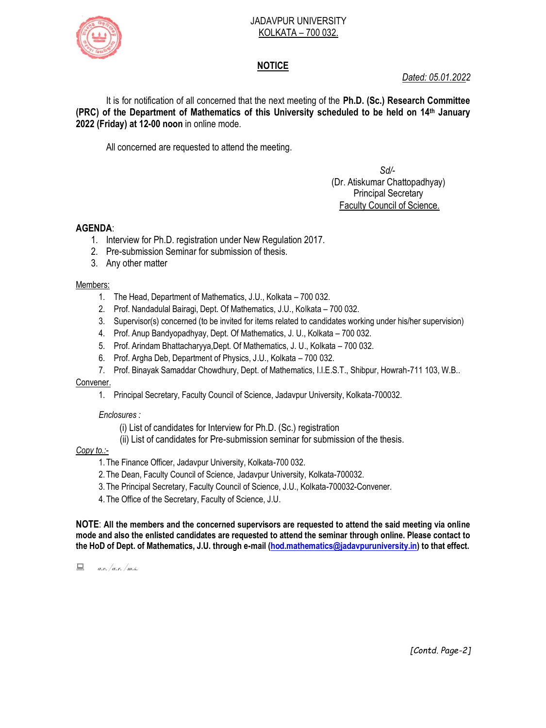JADAVPUR UNIVERSITY
KOLKATA – 700 032.

## NOTICE

*Dated: 05.01.2022*

It is for notification of all concerned that the next meeting of the **Ph.D. (Sc.) Research Committee (PRC) of the Department of Mathematics of this University scheduled to be held on 14th January 2022 (Friday) at 12-00 noon** in online mode.

All concerned are requested to attend the meeting.

*Sd/-*
(Dr. Atiskumar Chattopadhyay)
Principal Secretary
Faculty Council of Science.

**AGENDA**:

1. Interview for Ph.D. registration under New Regulation 2017.
2. Pre-submission Seminar for submission of thesis.
3. Any other matter

Members:

1. The Head, Department of Mathematics, J.U., Kolkata – 700 032.
2. Prof. Nandadulal Bairagi, Dept. Of Mathematics, J.U., Kolkata – 700 032.
3. Supervisor(s) concerned (to be invited for items related to candidates working under his/her supervision)
4. Prof. Anup Bandyopadhyay, Dept. Of Mathematics, J. U., Kolkata – 700 032.
5. Prof. Arindam Bhattacharyya,Dept. Of Mathematics, J. U., Kolkata – 700 032.
6. Prof. Argha Deb, Department of Physics, J.U., Kolkata – 700 032.
7. Prof. Binayak Samaddar Chowdhury, Dept. of Mathematics, I.I.E.S.T., Shibpur, Howrah-711 103, W.B..

Convener.

1. Principal Secretary, Faculty Council of Science, Jadavpur University, Kolkata-700032.

*Enclosures :*

(i) List of candidates for Interview for Ph.D. (Sc.) registration
(ii) List of candidates for Pre-submission seminar for submission of the thesis.

*Copy to.:-*

1. The Finance Officer, Jadavpur University, Kolkata-700 032.
2. The Dean, Faculty Council of Science, Jadavpur University, Kolkata-700032.
3. The Principal Secretary, Faculty Council of Science, J.U., Kolkata-700032-Convener.
4. The Office of the Secretary, Faculty of Science, J.U.

**NOTE**: **All the members and the concerned supervisors are requested to attend the said meeting via online mode and also the enlisted candidates are requested to attend the seminar through online. Please contact to the HoD of Dept. of Mathematics, J.U. through e-mail (hod.mathematics@jadavpuruniversity.in) to that effect.**

*a.c./a.r./m.s.*

*[Contd. Page-2]*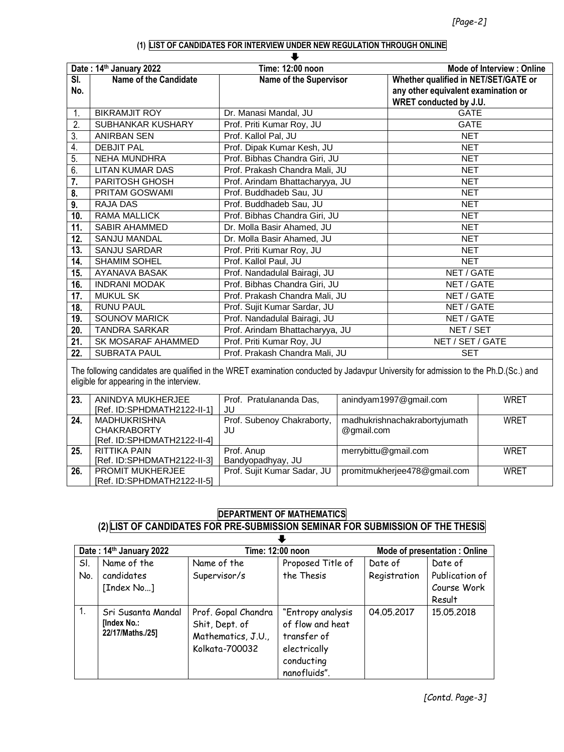### (1) LIST OF CANDIDATES FOR INTERVIEW UNDER NEW REGULATION THROUGH ONLINE

| Date : 14th January 2022 | | Time: 12:00 noon | Mode of Interview : Online |
|---|---|---|---|
| Sl. No. | Name of the Candidate | Name of the Supervisor | Whether qualified in NET/SET/GATE or any other equivalent examination or WRET conducted by J.U. |
| 1. | BIKRAMJIT ROY | Dr. Manasi Mandal, JU | GATE |
| 2. | SUBHANKAR KUSHARY | Prof. Priti Kumar Roy, JU | GATE |
| 3. | ANIRBAN SEN | Prof. Kallol Pal, JU | NET |
| 4. | DEBJIT PAL | Prof. Dipak Kumar Kesh, JU | NET |
| 5. | NEHA MUNDHRA | Prof. Bibhas Chandra Giri, JU | NET |
| 6. | LITAN KUMAR DAS | Prof. Prakash Chandra Mali, JU | NET |
| 7. | PARITOSH GHOSH | Prof. Arindam Bhattacharyya, JU | NET |
| 8. | PRITAM GOSWAMI | Prof. Buddhadeb Sau, JU | NET |
| 9. | RAJA DAS | Prof. Buddhadeb Sau, JU | NET |
| 10. | RAMA MALLICK | Prof. Bibhas Chandra Giri, JU | NET |
| 11. | SABIR AHAMMED | Dr. Molla Basir Ahamed, JU | NET |
| 12. | SANJU MANDAL | Dr. Molla Basir Ahamed, JU | NET |
| 13. | SANJU SARDAR | Prof. Priti Kumar Roy, JU | NET |
| 14. | SHAMIM SOHEL | Prof. Kallol Paul, JU | NET |
| 15. | AYANAVA BASAK | Prof. Nandadulal Bairagi, JU | NET / GATE |
| 16. | INDRANI MODAK | Prof. Bibhas Chandra Giri, JU | NET / GATE |
| 17. | MUKUL SK | Prof. Prakash Chandra Mali, JU | NET / GATE |
| 18. | RUNU PAUL | Prof. Sujit Kumar Sardar, JU | NET / GATE |
| 19. | SOUNOV MARICK | Prof. Nandadulal Bairagi, JU | NET / GATE |
| 20. | TANDRA SARKAR | Prof. Arindam Bhattacharyya, JU | NET / SET |
| 21. | SK MOSARAF AHAMMED | Prof. Priti Kumar Roy, JU | NET / SET / GATE |
| 22. | SUBRATA PAUL | Prof. Prakash Chandra Mali, JU | SET |

The following candidates are qualified in the WRET examination conducted by Jadavpur University for admission to the Ph.D.(Sc.) and eligible for appearing in the interview.

| Sl. No. | Name of the Candidate | Name of the Supervisor | Email | |
|---|---|---|---|---|
| 23. | ANINDYA MUKHERJEE [Ref. ID:SPHDMATH2122-II-1] | Prof. Pratulananda Das, JU | anindyam1997@gmail.com | WRET |
| 24. | MADHUKRISHNA CHAKRABORTY [Ref. ID:SPHDMATH2122-II-4] | Prof. Subenoy Chakraborty, JU | madhukrishnachakrabortyjumath@gmail.com | WRET |
| 25. | RITTIKA PAIN [Ref. ID:SPHDMATH2122-II-3] | Prof. Anup Bandyopadhyay, JU | merrybittu@gmail.com | WRET |
| 26. | PROMIT MUKHERJEE [Ref. ID:SPHDMATH2122-II-5] | Prof. Sujit Kumar Sadar, JU | promitmukherjee478@gmail.com | WRET |

### DEPARTMENT OF MATHEMATICS

### (2) LIST OF CANDIDATES FOR PRE-SUBMISSION SEMINAR FOR SUBMISSION OF THE THESIS

| Date : 14th January 2022 | | Time: 12:00 noon | | Mode of presentation : Online | |
|---|---|---|---|---|---|
| Sl. No. | Name of the candidates [Index No...] | Name of the Supervisor/s | Proposed Title of the Thesis | Date of Registration | Date of Publication of Course Work Result |
| 1. | Sri Susanta Mandal [Index No.: 22/17/Maths./25] | Prof. Gopal Chandra Shit, Dept. of Mathematics, J.U., Kolkata-700032 | "Entropy analysis of flow and heat transfer of electrically conducting nanofluids". | 04.05.2017 | 15.05.2018 |

[Contd. Page-3]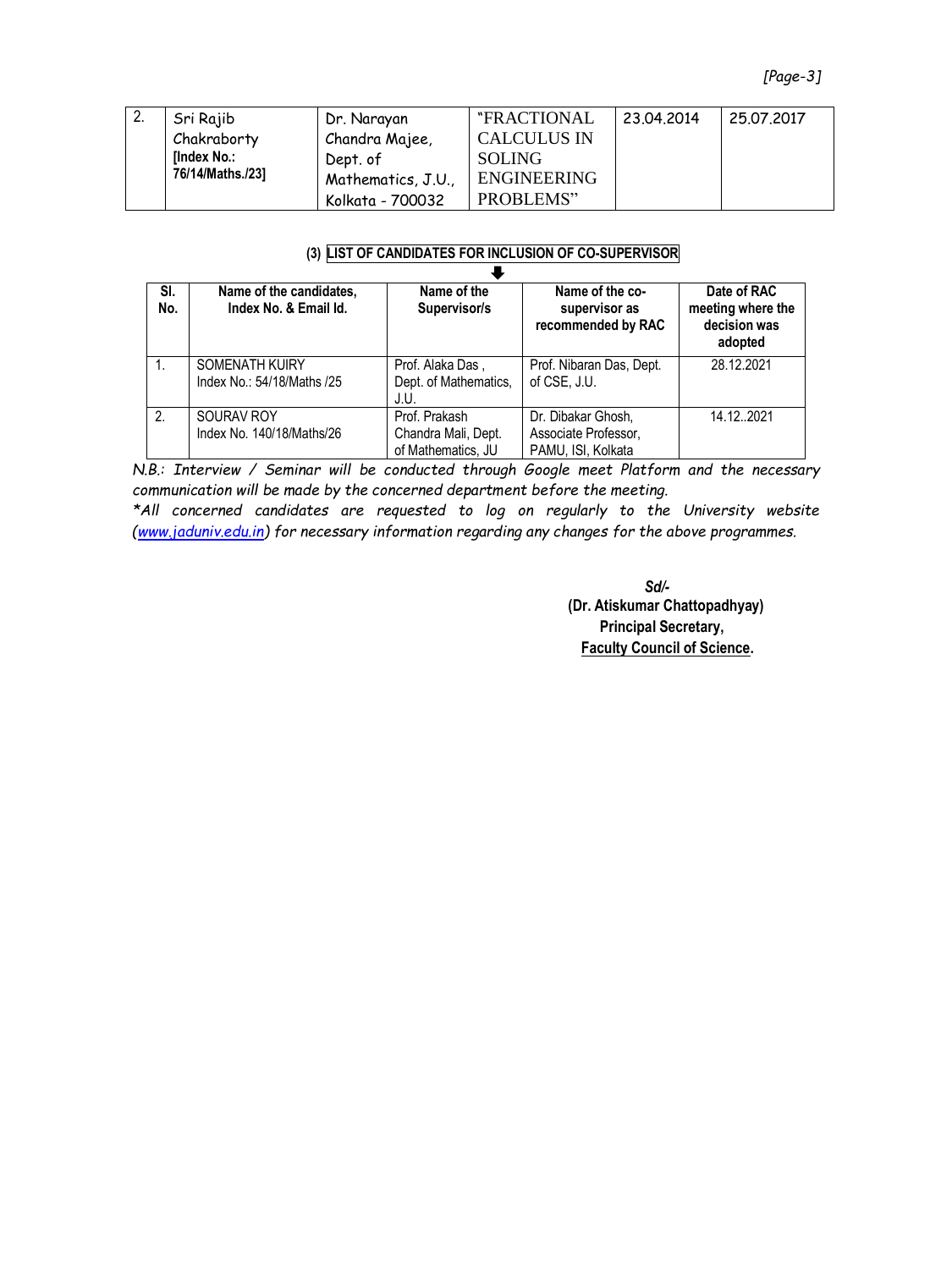| | | | | | |
|---|---|---|---|---|---|
| 2. | Sri Rajib Chakraborty **[Index No.: 76/14/Maths./23]** | Dr. Narayan Chandra Majee, Dept. of Mathematics, J.U., Kolkata - 700032 | "FRACTIONAL CALCULUS IN SOLING ENGINEERING PROBLEMS" | 23.04.2014 | 25.07.2017 |

**(3) LIST OF CANDIDATES FOR INCLUSION OF CO-SUPERVISOR**

| Sl. No. | Name of the candidates, Index No. & Email Id. | Name of the Supervisor/s | Name of the co-supervisor as recommended by RAC | Date of RAC meeting where the decision was adopted |
|---|---|---|---|---|
| 1. | SOMENATH KUIRY Index No.: 54/18/Maths /25 | Prof. Alaka Das , Dept. of Mathematics, J.U. | Prof. Nibaran Das, Dept. of CSE, J.U. | 28.12.2021 |
| 2. | SOURAV ROY Index No. 140/18/Maths/26 | Prof. Prakash Chandra Mali, Dept. of Mathematics, JU | Dr. Dibakar Ghosh, Associate Professor, PAMU, ISI, Kolkata | 14.12..2021 |

*N.B.: Interview / Seminar will be conducted through Google meet Platform and the necessary communication will be made by the concerned department before the meeting.*

*\*All concerned candidates are requested to log on regularly to the University website (www.jaduniv.edu.in) for necessary information regarding any changes for the above programmes.*

**Sd/-**
**(Dr. Atiskumar Chattopadhyay)**
**Principal Secretary,**
**Faculty Council of Science.**